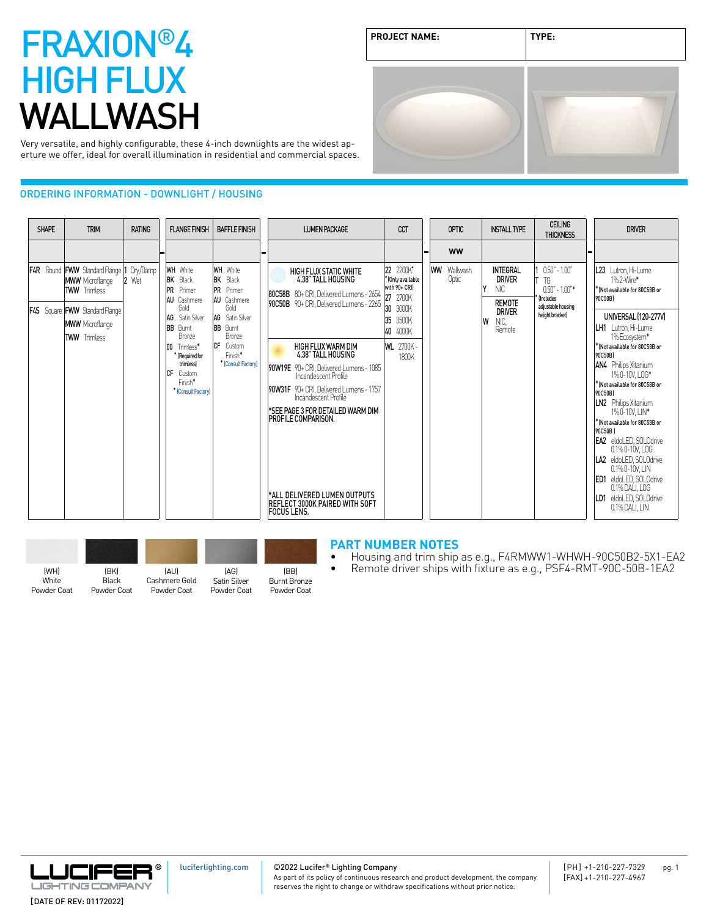# FRAXION®4 HIGH FLUX WALLWASH

Very versatile, and highly configurable, these 4-inch downlights are the widest aperture we offer, ideal for overall illumination in residential and commercial spaces.

| PROJECT NAME: | TYPE: |
|---|---|
| | |

## ORDERING INFORMATION - DOWNLIGHT / HOUSING

| SHAPE | TRIM | RATING | FLANGE FINISH | BAFFLE FINISH | LUMEN PACKAGE | CCT | OPTIC | INSTALL TYPE | CEILING THICKNESS | DRIVER |
|---|---|---|---|---|---|---|---|---|---|---|
| | | | | | | | WW | | | |
| F4R Round | FWW Standard Flange<br>MWW Microflange<br>TWW Trimless | 1 Dry/Damp<br>2 Wet | WH White<br>BK Black<br>PR Primer<br>AU Cashmere Gold<br>AG Satin Silver<br>BB Burnt Bronze<br>00 Trimless* *(Required for trimless)<br>CF Custom Finish* *(Consult Factory) | WH White<br>BK Black<br>PR Primer<br>AU Cashmere Gold<br>AG Satin Silver<br>BB Burnt Bronze<br>CF Custom Finish* *(Consult Factory) | **HIGH FLUX STATIC WHITE 4.38" TALL HOUSING**<br>80C58B 80+ CRI, Delivered Lumens - 2654<br>90C50B 90+ CRI, Delivered Lumens - 2265<br><br>**HIGH FLUX WARM DIM 4.38" TALL HOUSING**<br>90W19E 90+ CRI, Delivered Lumens - 1085 Incandescent Profile<br>90W31F 90+ CRI, Delivered Lumens - 1757 Incandescent Profile<br><br>*SEE PAGE 3 FOR DETAILED WARM DIM PROFILE COMPARISON.<br><br>*ALL DELIVERED LUMEN OUTPUTS REFLECT 3000K PAIRED WITH SOFT FOCUS LENS. | 22 2200K* *(Only available with 90+ CRI)<br>27 2700K<br>30 3000K<br>35 3500K<br>40 4000K<br><br>WL 2700K - 1800K | WW Wallwash Optic | **INTEGRAL DRIVER**<br>Y NIC<br><br>**REMOTE DRIVER**<br>W NIC, Remote | 1 0.50" - 1.00"<br>T TG 0.50" - 1.00"* *(Includes adjustable housing height bracket) | L23 Lutron, Hi-Lume 1% 2-Wire* *(Not available for 80C58B or 90C50B)<br><br>**UNIVERSAL (120-277V)**<br>LH1 Lutron, Hi-Lume 1% Ecosystem* *(Not available for 80C58B or 90C50B)<br>AN4 Philips Xitanium 1% 0-10V, LOG* *(Not available for 80C58B or 90C50B)<br>LN2 Philips Xitanium 1% 0-10V, LIN* *(Not available for 80C58B or 90C50B)<br>EA2 eldoLED, SOLOdrive 0.1% 0-10V, LOG<br>LA2 eldoLED, SOLOdrive 0.1% 0-10V, LIN<br>ED1 eldoLED, SOLOdrive 0.1% DALI, LOG<br>LD1 eldoLED, SOLOdrive 0.1% DALI, LIN |
| F4S Square | FWW Standard Flange<br>MWW Microflange<br>TWW Trimless | | | | | | | | | |

(WH) White Powder Coat | (BK) Black Powder Coat | (AU) Cashmere Gold Powder Coat | (AG) Satin Silver Powder Coat | (BB) Burnt Bronze Powder Coat

## PART NUMBER NOTES

- Housing and trim ship as e.g., F4RMWW1-WHWH-90C50B2-5X1-EA2
- Remote driver ships with fixture as e.g., PSF4-RMT-90C-50B-1EA2

luciferlighting.com

©2022 Lucifer® Lighting Company
As part of its policy of continuous research and product development, the company reserves the right to change or withdraw specifications without prior notice.

[PH] +1-210-227-7329
[FAX] +1-210-227-4967

[DATE OF REV: 01172022]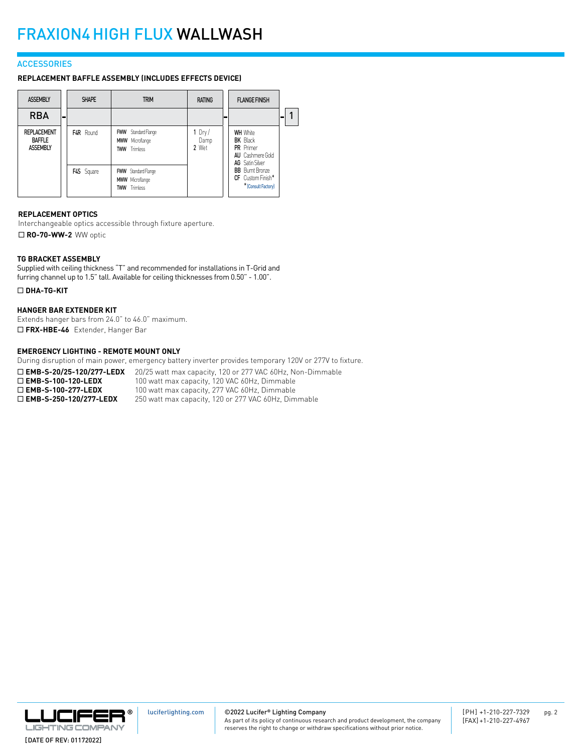# FRAXION4 HIGH FLUX WALLWASH

## ACCESSORIES

### REPLACEMENT BAFFLE ASSEMBLY (INCLUDES EFFECTS DEVICE)

| ASSEMBLY | | SHAPE | TRIM | RATING | | FLANGE FINISH | | |
|---|---|---|---|---|---|---|---|---|
| RBA | - | | | | - | | - | 1 |
| REPLACEMENT BAFFLE ASSEMBLY | | **F4R** Round | **FWW** Standard Flange<br>**MWW** Microflange<br>**TWW** Trimless | **1** Dry / Damp<br>**2** Wet | | **WH** White<br>**BK** Black<br>**PR** Primer<br>**AU** Cashmere Gold<br>**AG** Satin Silver<br>**BB** Burnt Bronze<br>**CF** Custom Finish*<br>* [Consult Factory] | | |
| | | **F4S** Square | **FWW** Standard Flange<br>**MWW** Microflange<br>**TWW** Trimless | | | | | |

### REPLACEMENT OPTICS

Interchangeable optics accessible through fixture aperture.

☐ **RO-70-WW-2** WW optic

### TG BRACKET ASSEMBLY

Supplied with ceiling thickness "T" and recommended for installations in T-Grid and furring channel up to 1.5" tall. Available for ceiling thicknesses from 0.50" - 1.00".

☐ **DHA-TG-KIT**

### HANGER BAR EXTENDER KIT

Extends hanger bars from 24.0" to 46.0" maximum.

☐ **FRX-HBE-46** Extender, Hanger Bar

### EMERGENCY LIGHTING - REMOTE MOUNT ONLY

During disruption of main power, emergency battery inverter provides temporary 120V or 277V to fixture.

☐ **EMB-S-20/25-120/277-LEDX** 20/25 watt max capacity, 120 or 277 VAC 60Hz, Non-Dimmable
☐ **EMB-S-100-120-LEDX** 100 watt max capacity, 120 VAC 60Hz, Dimmable
☐ **EMB-S-100-277-LEDX** 100 watt max capacity, 277 VAC 60Hz, Dimmable
☐ **EMB-S-250-120/277-LEDX** 250 watt max capacity, 120 or 277 VAC 60Hz, Dimmable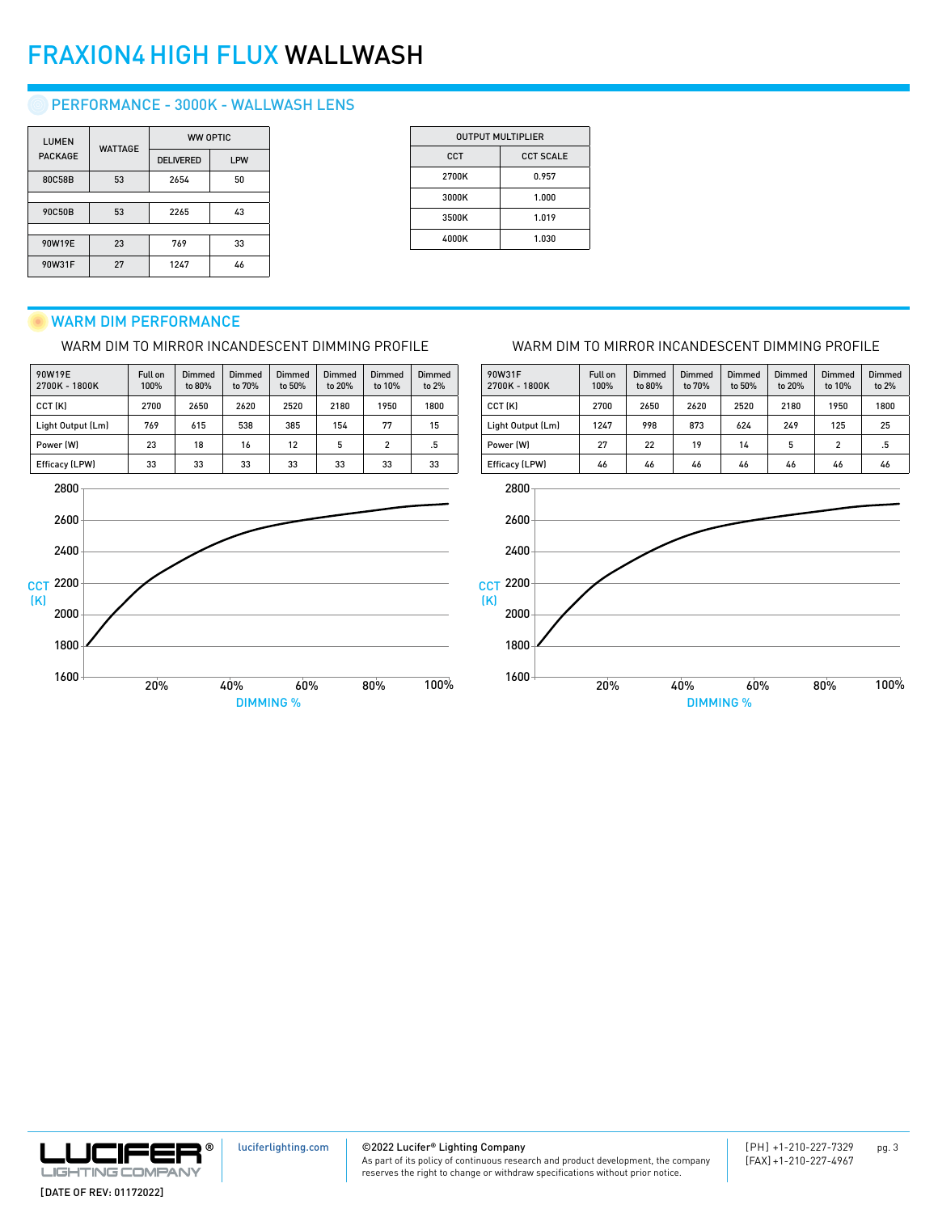# FRAXION4 HIGH FLUX WALLWASH

## PERFORMANCE - 3000K - WALLWASH LENS

| LUMEN PACKAGE | WATTAGE | WW OPTIC | |
|---|---|---|---|
| | | DELIVERED | LPW |
| 80C58B | 53 | 2654 | 50 |
| 90C50B | 53 | 2265 | 43 |
| 90W19E | 23 | 769 | 33 |
| 90W31F | 27 | 1247 | 46 |

| OUTPUT MULTIPLIER | |
|---|---|
| CCT | CCT SCALE |
| 2700K | 0.957 |
| 3000K | 1.000 |
| 3500K | 1.019 |
| 4000K | 1.030 |

## WARM DIM PERFORMANCE

WARM DIM TO MIRROR INCANDESCENT DIMMING PROFILE

| 90W19E 2700K - 1800K | Full on 100% | Dimmed to 80% | Dimmed to 70% | Dimmed to 50% | Dimmed to 20% | Dimmed to 10% | Dimmed to 2% |
|---|---|---|---|---|---|---|---|
| CCT (K) | 2700 | 2650 | 2620 | 2520 | 2180 | 1950 | 1800 |
| Light Output (Lm) | 769 | 615 | 538 | 385 | 154 | 77 | 15 |
| Power (W) | 23 | 18 | 16 | 12 | 5 | 2 | .5 |
| Efficacy (LPW) | 33 | 33 | 33 | 33 | 33 | 33 | 33 |

CCT (K) vs. DIMMING % (1600–2800 K; 20%–100%)

WARM DIM TO MIRROR INCANDESCENT DIMMING PROFILE

| 90W31F 2700K - 1800K | Full on 100% | Dimmed to 80% | Dimmed to 70% | Dimmed to 50% | Dimmed to 20% | Dimmed to 10% | Dimmed to 2% |
|---|---|---|---|---|---|---|---|
| CCT (K) | 2700 | 2650 | 2620 | 2520 | 2180 | 1950 | 1800 |
| Light Output (Lm) | 1247 | 998 | 873 | 624 | 249 | 125 | 25 |
| Power (W) | 27 | 22 | 19 | 14 | 5 | 2 | .5 |
| Efficacy (LPW) | 46 | 46 | 46 | 46 | 46 | 46 | 46 |

CCT (K) vs. DIMMING % (1600–2800 K; 20%–100%)

LUCIFER® LIGHTING COMPANY

[DATE OF REV: 01172022]

luciferlighting.com

©2022 Lucifer® Lighting Company
As part of its policy of continuous research and product development, the company reserves the right to change or withdraw specifications without prior notice.

[PH] +1-210-227-7329
[FAX] +1-210-227-4967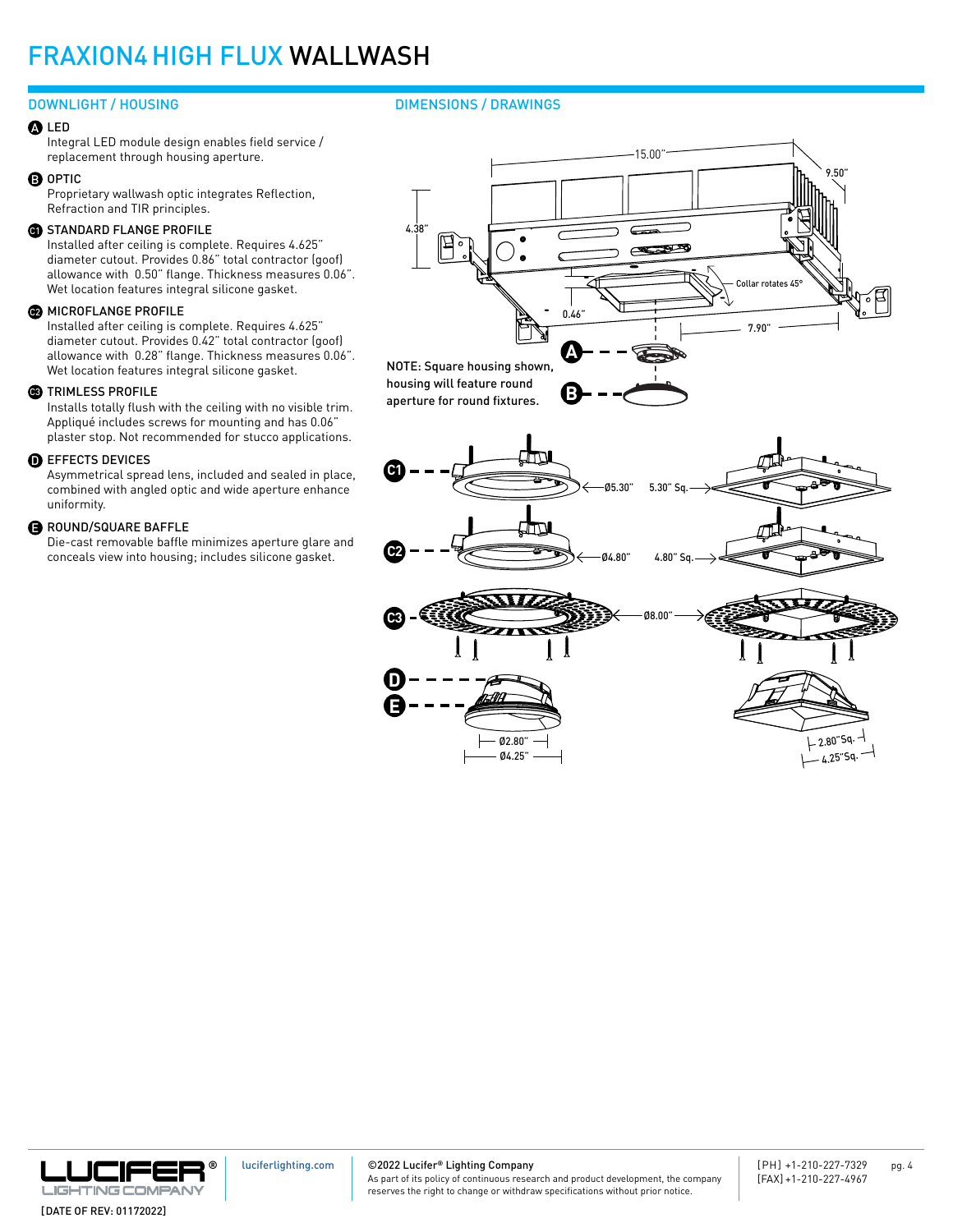# FRAXION4 HIGH FLUX WALLWASH

## DOWNLIGHT / HOUSING

**A** LED
Integral LED module design enables field service / replacement through housing aperture.

**B** OPTIC
Proprietary wallwash optic integrates Reflection, Refraction and TIR principles.

**C1** STANDARD FLANGE PROFILE
Installed after ceiling is complete. Requires 4.625" diameter cutout. Provides 0.86" total contractor (goof) allowance with 0.50" flange. Thickness measures 0.06". Wet location features integral silicone gasket.

**C2** MICROFLANGE PROFILE
Installed after ceiling is complete. Requires 4.625" diameter cutout. Provides 0.42" total contractor (goof) allowance with 0.28" flange. Thickness measures 0.06". Wet location features integral silicone gasket.

**C3** TRIMLESS PROFILE
Installs totally flush with the ceiling with no visible trim. Appliqué includes screws for mounting and has 0.06" plaster stop. Not recommended for stucco applications.

**D** EFFECTS DEVICES
Asymmetrical spread lens, included and sealed in place, combined with angled optic and wide aperture enhance uniformity.

**E** ROUND/SQUARE BAFFLE
Die-cast removable baffle minimizes aperture glare and conceals view into housing; includes silicone gasket.

## DIMENSIONS / DRAWINGS

15.00"
9.50"
4.38"
Collar rotates 45°
0.46"
7.90"

NOTE: Square housing shown, housing will feature round aperture for round fixtures.

C1 — Ø5.30" — 5.30" Sq.

C2 — Ø4.80" — 4.80" Sq.

C3 — Ø8.00"

D / E — Ø2.80" — Ø4.25" — 2.80"Sq. — 4.25"Sq.

[DATE OF REV: 01172022]

luciferlighting.com

©2022 Lucifer® Lighting Company
As part of its policy of continuous research and product development, the company reserves the right to change or withdraw specifications without prior notice.

[PH] +1-210-227-7329
[FAX] +1-210-227-4967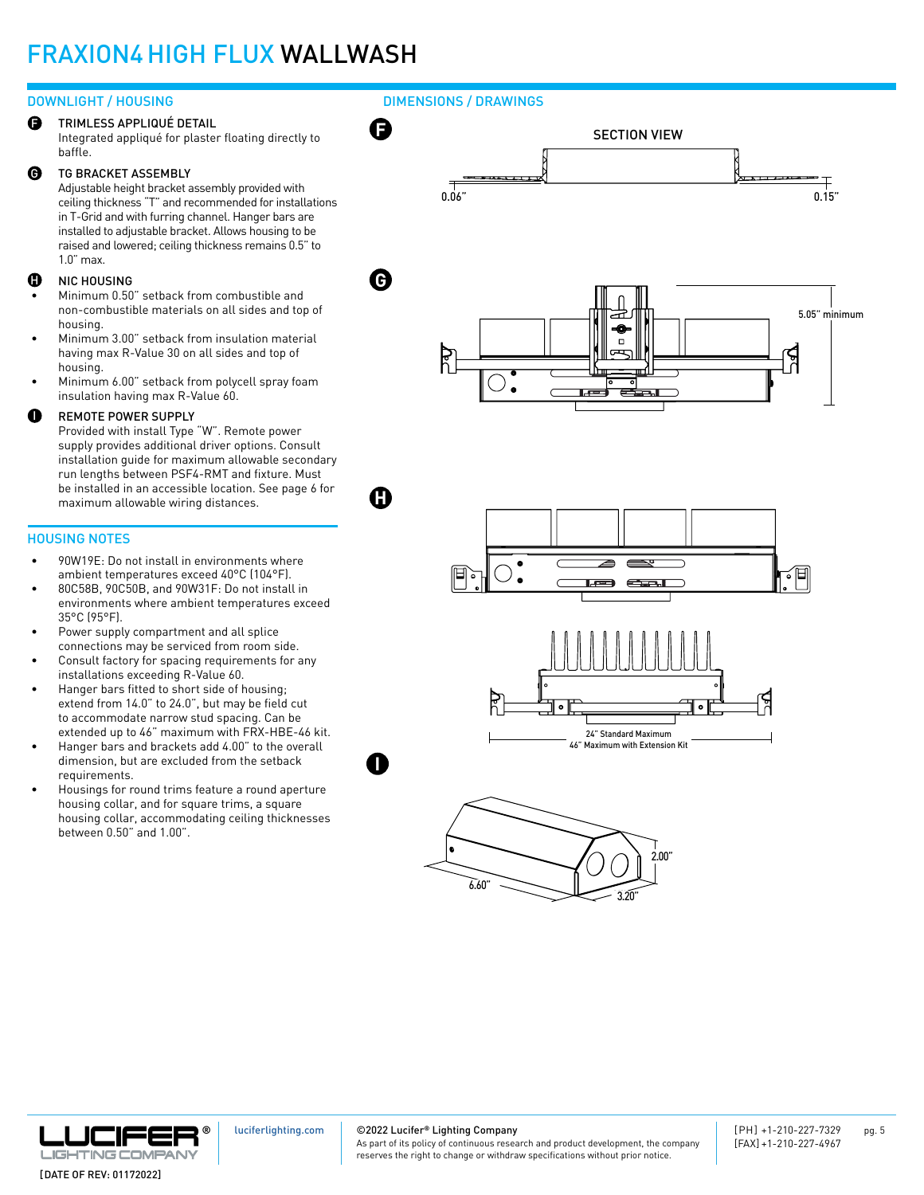# FRAXION4 HIGH FLUX WALLWASH

## DOWNLIGHT / HOUSING

**F** TRIMLESS APPLIQUÉ DETAIL
Integrated appliqué for plaster floating directly to baffle.

**G** TG BRACKET ASSEMBLY
Adjustable height bracket assembly provided with ceiling thickness "T" and recommended for installations in T-Grid and with furring channel. Hanger bars are installed to adjustable bracket. Allows housing to be raised and lowered; ceiling thickness remains 0.5" to 1.0" max.

**H** NIC HOUSING
- Minimum 0.50" setback from combustible and non-combustible materials on all sides and top of housing.
- Minimum 3.00" setback from insulation material having max R-Value 30 on all sides and top of housing.
- Minimum 6.00" setback from polycell spray foam insulation having max R-Value 60.

**I** REMOTE POWER SUPPLY
Provided with install Type "W". Remote power supply provides additional driver options. Consult installation guide for maximum allowable secondary run lengths between PSF4-RMT and fixture. Must be installed in an accessible location. See page 6 for maximum allowable wiring distances.

## HOUSING NOTES

- 90W19E: Do not install in environments where ambient temperatures exceed 40°C (104°F).
- 80C58B, 90C50B, and 90W31F: Do not install in environments where ambient temperatures exceed 35°C (95°F).
- Power supply compartment and all splice connections may be serviced from room side.
- Consult factory for spacing requirements for any installations exceeding R-Value 60.
- Hanger bars fitted to short side of housing; extend from 14.0" to 24.0", but may be field cut to accommodate narrow stud spacing. Can be extended up to 46" maximum with FRX-HBE-46 kit.
- Hanger bars and brackets add 4.00" to the overall dimension, but are excluded from the setback requirements.
- Housings for round trims feature a round aperture housing collar, and for square trims, a square housing collar, accommodating ceiling thicknesses between 0.50" and 1.00".

## DIMENSIONS / DRAWINGS

**F**

SECTION VIEW

0.06" 0.15"

**G**

5.05" minimum

**H**

24" Standard Maximum
46" Maximum with Extension Kit

**I**

2.00"
6.60"
3.20"

[DATE OF REV: 01172022]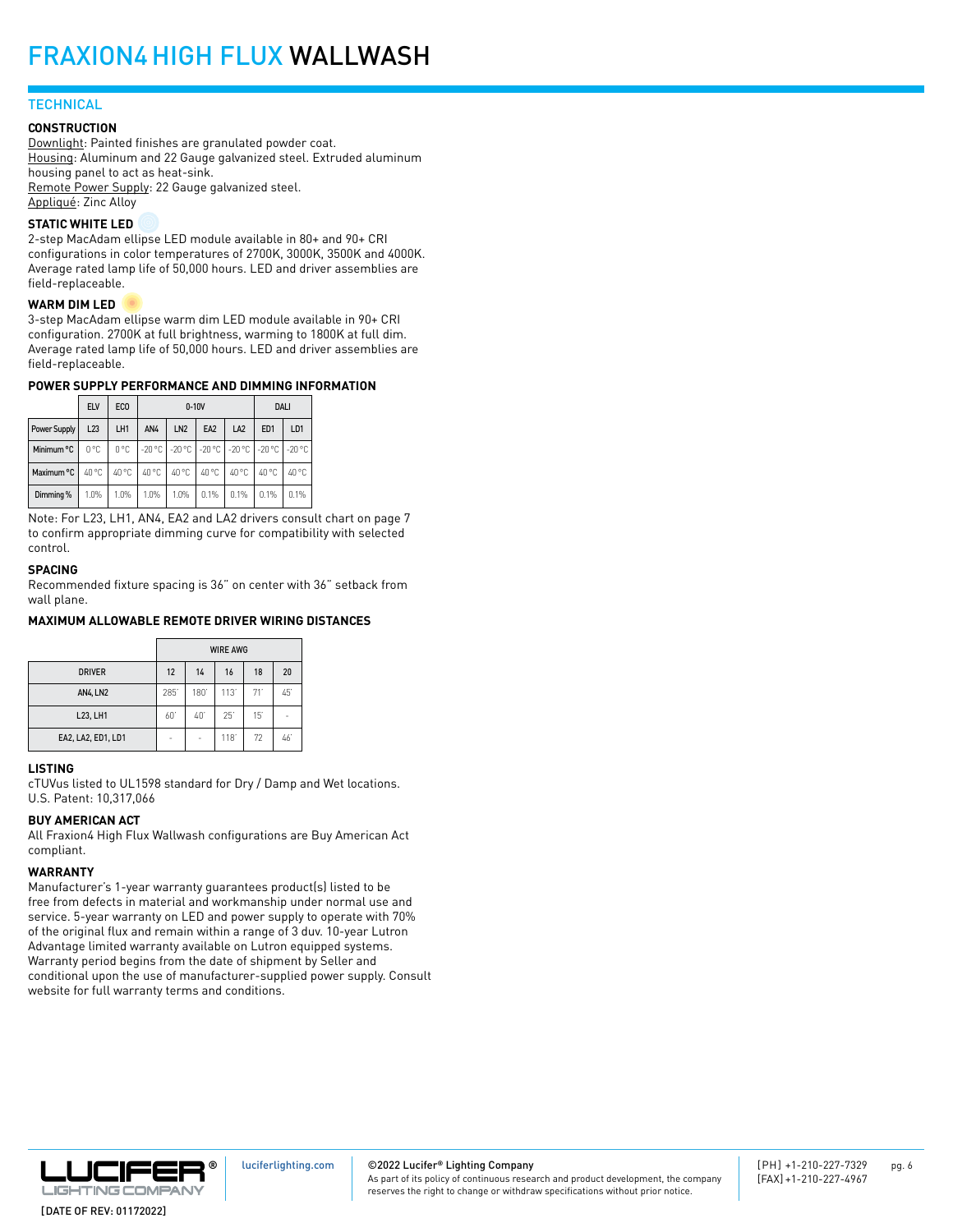# FRAXION4 HIGH FLUX WALLWASH

## TECHNICAL

### CONSTRUCTION

Downlight: Painted finishes are granulated powder coat.
Housing: Aluminum and 22 Gauge galvanized steel. Extruded aluminum housing panel to act as heat-sink.
Remote Power Supply: 22 Gauge galvanized steel.
Appliqué: Zinc Alloy

### STATIC WHITE LED

2-step MacAdam ellipse LED module available in 80+ and 90+ CRI configurations in color temperatures of 2700K, 3000K, 3500K and 4000K. Average rated lamp life of 50,000 hours. LED and driver assemblies are field-replaceable.

### WARM DIM LED

3-step MacAdam ellipse warm dim LED module available in 90+ CRI configuration. 2700K at full brightness, warming to 1800K at full dim. Average rated lamp life of 50,000 hours. LED and driver assemblies are field-replaceable.

### POWER SUPPLY PERFORMANCE AND DIMMING INFORMATION

| | ELV | ECO | 0-10V | | | | DALI | |
|---|---|---|---|---|---|---|---|---|
| Power Supply | L23 | LH1 | AN4 | LN2 | EA2 | LA2 | ED1 | LD1 |
| Minimum °C | 0 °C | 0 °C | -20 °C | -20 °C | -20 °C | -20 °C | -20 °C | -20 °C |
| Maximum °C | 40 °C | 40 °C | 40 °C | 40 °C | 40 °C | 40 °C | 40 °C | 40 °C |
| Dimming % | 1.0% | 1.0% | 1.0% | 1.0% | 0.1% | 0.1% | 0.1% | 0.1% |

Note: For L23, LH1, AN4, EA2 and LA2 drivers consult chart on page 7 to confirm appropriate dimming curve for compatibility with selected control.

### SPACING

Recommended fixture spacing is 36" on center with 36" setback from wall plane.

### MAXIMUM ALLOWABLE REMOTE DRIVER WIRING DISTANCES

| | WIRE AWG | | | | |
|---|---|---|---|---|---|
| DRIVER | 12 | 14 | 16 | 18 | 20 |
| AN4, LN2 | 285' | 180' | 113' | 71' | 45' |
| L23, LH1 | 60' | 40' | 25' | 15' | - |
| EA2, LA2, ED1, LD1 | - | - | 118' | 72 | 46' |

### LISTING

cTUVus listed to UL1598 standard for Dry / Damp and Wet locations.
U.S. Patent: 10,317,066

### BUY AMERICAN ACT

All Fraxion4 High Flux Wallwash configurations are Buy American Act compliant.

### WARRANTY

Manufacturer's 1-year warranty guarantees product(s) listed to be free from defects in material and workmanship under normal use and service. 5-year warranty on LED and power supply to operate with 70% of the original flux and remain within a range of 3 duv. 10-year Lutron Advantage limited warranty available on Lutron equipped systems. Warranty period begins from the date of shipment by Seller and conditional upon the use of manufacturer-supplied power supply. Consult website for full warranty terms and conditions.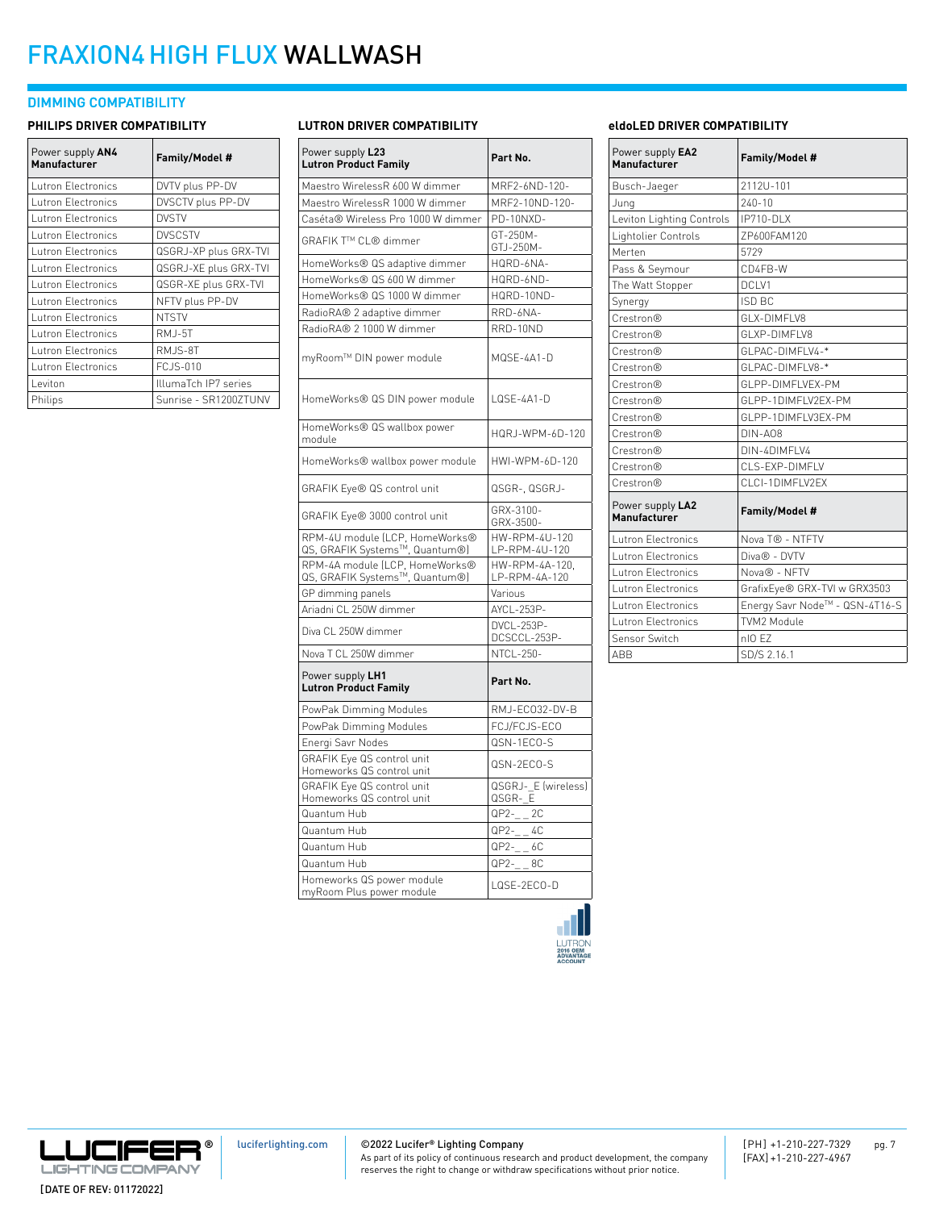# FRAXION4 HIGH FLUX WALLWASH

## DIMMING COMPATIBILITY

### PHILIPS DRIVER COMPATIBILITY

| Power supply **AN4** **Manufacturer** | **Family/Model #** |
|---|---|
| Lutron Electronics | DVTV plus PP-DV |
| Lutron Electronics | DVSCTV plus PP-DV |
| Lutron Electronics | DVSTV |
| Lutron Electronics | DVSCSTV |
| Lutron Electronics | QSGRJ-XP plus GRX-TVI |
| Lutron Electronics | QSGRJ-XE plus GRX-TVI |
| Lutron Electronics | QSGR-XE plus GRX-TVI |
| Lutron Electronics | NFTV plus PP-DV |
| Lutron Electronics | NTSTV |
| Lutron Electronics | RMJ-5T |
| Lutron Electronics | RMJS-8T |
| Lutron Electronics | FCJS-010 |
| Leviton | IllumaTch IP7 series |
| Philips | Sunrise - SR1200ZTUNV |

### LUTRON DRIVER COMPATIBILITY

| Power supply **L23** **Lutron Product Family** | **Part No.** |
|---|---|
| Maestro WirelessR 600 W dimmer | MRF2-6ND-120- |
| Maestro WirelessR 1000 W dimmer | MRF2-10ND-120- |
| Caséta® Wireless Pro 1000 W dimmer | PD-10NXD- |
| GRAFIK T™ CL® dimmer | GT-250M- GTJ-250M- |
| HomeWorks® QS adaptive dimmer | HQRD-6NA- |
| HomeWorks® QS 600 W dimmer | HQRD-6ND- |
| HomeWorks® QS 1000 W dimmer | HQRD-10ND- |
| RadioRA® 2 adaptive dimmer | RRD-6NA- |
| RadioRA® 2 1000 W dimmer | RRD-10ND |
| myRoom™ DIN power module | MQSE-4A1-D |
| HomeWorks® QS DIN power module | LQSE-4A1-D |
| HomeWorks® QS wallbox power module | HQRJ-WPM-6D-120 |
| HomeWorks® wallbox power module | HWI-WPM-6D-120 |
| GRAFIK Eye® QS control unit | QSGR-, QSGRJ- |
| GRAFIK Eye® 3000 control unit | GRX-3100- GRX-3500- |
| RPM-4U module (LCP, HomeWorks® QS, GRAFIK Systems™, Quantum®) | HW-RPM-4U-120 LP-RPM-4U-120 |
| RPM-4A module (LCP, HomeWorks® QS, GRAFIK Systems™, Quantum®) | HW-RPM-4A-120, LP-RPM-4A-120 |
| GP dimming panels | Various |
| Ariadni CL 250W dimmer | AYCL-253P- |
| Diva CL 250W dimmer | DVCL-253P- DCSCCL-253P- |
| Nova T CL 250W dimmer | NTCL-250- |
| Power supply **LH1** **Lutron Product Family** | **Part No.** |
| PowPak Dimming Modules | RMJ-ECO32-DV-B |
| PowPak Dimming Modules | FCJ/FCJS-ECO |
| Energi Savr Nodes | QSN-1ECO-S |
| GRAFIK Eye QS control unit Homeworks QS control unit | QSN-2ECO-S |
| GRAFIK Eye QS control unit Homeworks QS control unit | QSGRJ-_E (wireless) QSGR-_E |
| Quantum Hub | QP2-_ _2C |
| Quantum Hub | QP2-_ _4C |
| Quantum Hub | QP2-_ _6C |
| Quantum Hub | QP2-_ _8C |
| Homeworks QS power module myRoom Plus power module | LQSE-2ECO-D |

LUTRON 2016 OEM ADVANTAGE ACCOUNT

### eldoLED DRIVER COMPATIBILITY

| Power supply **EA2** **Manufacturer** | **Family/Model #** |
|---|---|
| Busch-Jaeger | 2112U-101 |
| Jung | 240-10 |
| Leviton Lighting Controls | IP710-DLX |
| Lightolier Controls | ZP600FAM120 |
| Merten | 5729 |
| Pass & Seymour | CD4FB-W |
| The Watt Stopper | DCLV1 |
| Synergy | ISD BC |
| Crestron® | GLX-DIMFLV8 |
| Crestron® | GLXP-DIMFLV8 |
| Crestron® | GLPAC-DIMFLV4-* |
| Crestron® | GLPAC-DIMFLV8-* |
| Crestron® | GLPP-DIMFLVEX-PM |
| Crestron® | GLPP-1DIMFLV2EX-PM |
| Crestron® | GLPP-1DIMFLV3EX-PM |
| Crestron® | DIN-AO8 |
| Crestron® | DIN-4DIMFLV4 |
| Crestron® | CLS-EXP-DIMFLV |
| Crestron® | CLCI-1DIMFLV2EX |
| Power supply **LA2** **Manufacturer** | **Family/Model #** |
| Lutron Electronics | Nova T® - NTFTV |
| Lutron Electronics | Diva® - DVTV |
| Lutron Electronics | Nova® - NFTV |
| Lutron Electronics | GrafixEye® GRX-TVI w GRX3503 |
| Lutron Electronics | Energy Savr Node™ - QSN-4T16-S |
| Lutron Electronics | TVM2 Module |
| Sensor Switch | nIO EZ |
| ABB | SD/S 2.16.1 |

LUCIFER® LIGHTING COMPANY

[DATE OF REV: 01172022]

luciferlighting.com

©2022 Lucifer® Lighting Company
As part of its policy of continuous research and product development, the company reserves the right to change or withdraw specifications without prior notice.

[PH] +1-210-227-7329
[FAX] +1-210-227-4967